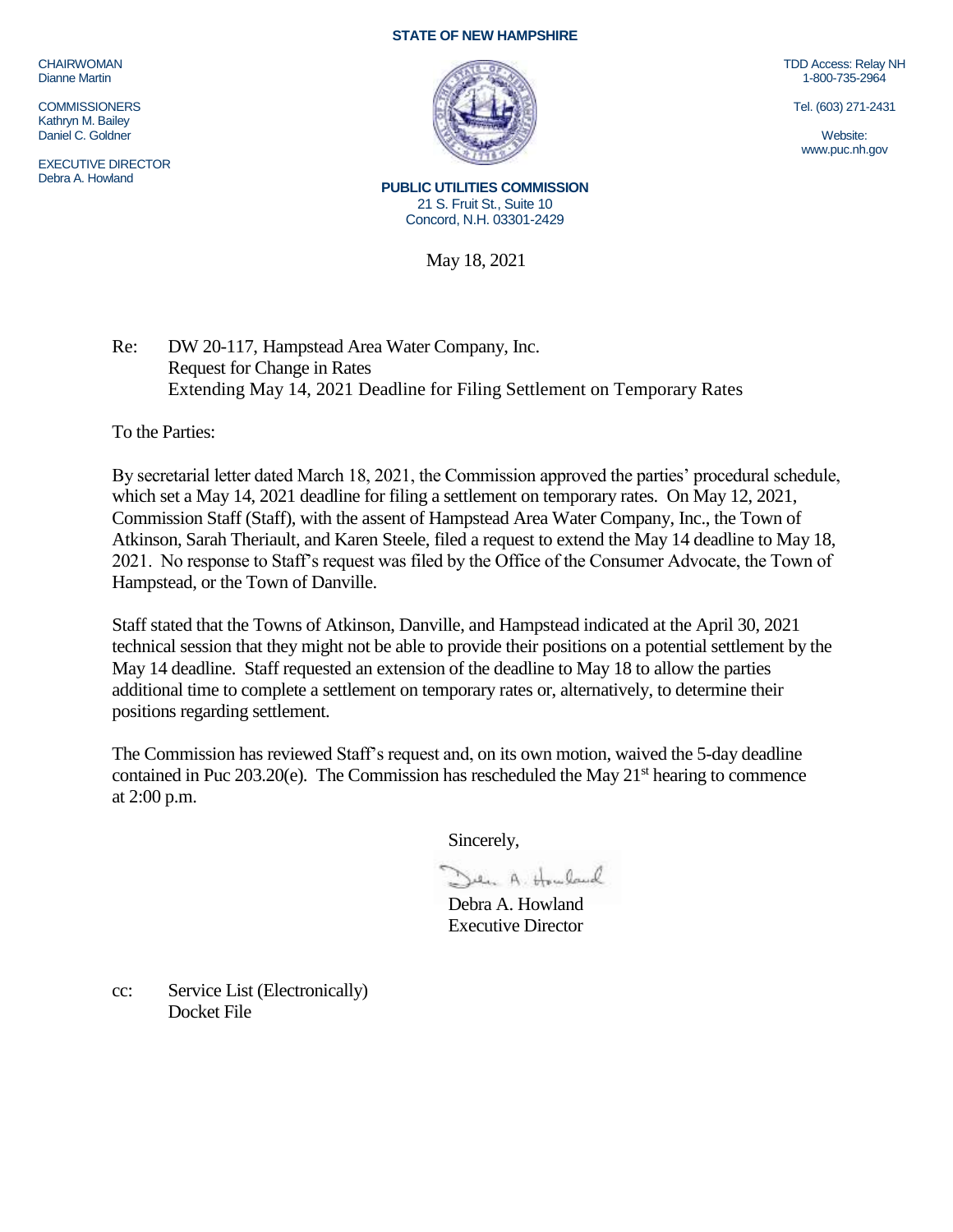**STATE OF NEW HAMPSHIRE**

CHAIRWOMAN
Dianne Martin

COMMISSIONERS
Kathryn M. Bailey
Daniel C. Goldner

EXECUTIVE DIRECTOR
Debra A. Howland

TDD Access: Relay NH
1-800-735-2964

Tel. (603) 271-2431

Website:
www.puc.nh.gov

**PUBLIC UTILITIES COMMISSION**
21 S. Fruit St., Suite 10
Concord, N.H. 03301-2429

May 18, 2021

Re: DW 20-117, Hampstead Area Water Company, Inc.
Request for Change in Rates
Extending May 14, 2021 Deadline for Filing Settlement on Temporary Rates

To the Parties:

By secretarial letter dated March 18, 2021, the Commission approved the parties' procedural schedule, which set a May 14, 2021 deadline for filing a settlement on temporary rates. On May 12, 2021, Commission Staff (Staff), with the assent of Hampstead Area Water Company, Inc., the Town of Atkinson, Sarah Theriault, and Karen Steele, filed a request to extend the May 14 deadline to May 18, 2021. No response to Staff's request was filed by the Office of the Consumer Advocate, the Town of Hampstead, or the Town of Danville.

Staff stated that the Towns of Atkinson, Danville, and Hampstead indicated at the April 30, 2021 technical session that they might not be able to provide their positions on a potential settlement by the May 14 deadline. Staff requested an extension of the deadline to May 18 to allow the parties additional time to complete a settlement on temporary rates or, alternatively, to determine their positions regarding settlement.

The Commission has reviewed Staff's request and, on its own motion, waived the 5-day deadline contained in Puc 203.20(e). The Commission has rescheduled the May 21st hearing to commence at 2:00 p.m.

Sincerely,

Debra A. Howland
Executive Director

cc: Service List (Electronically)
Docket File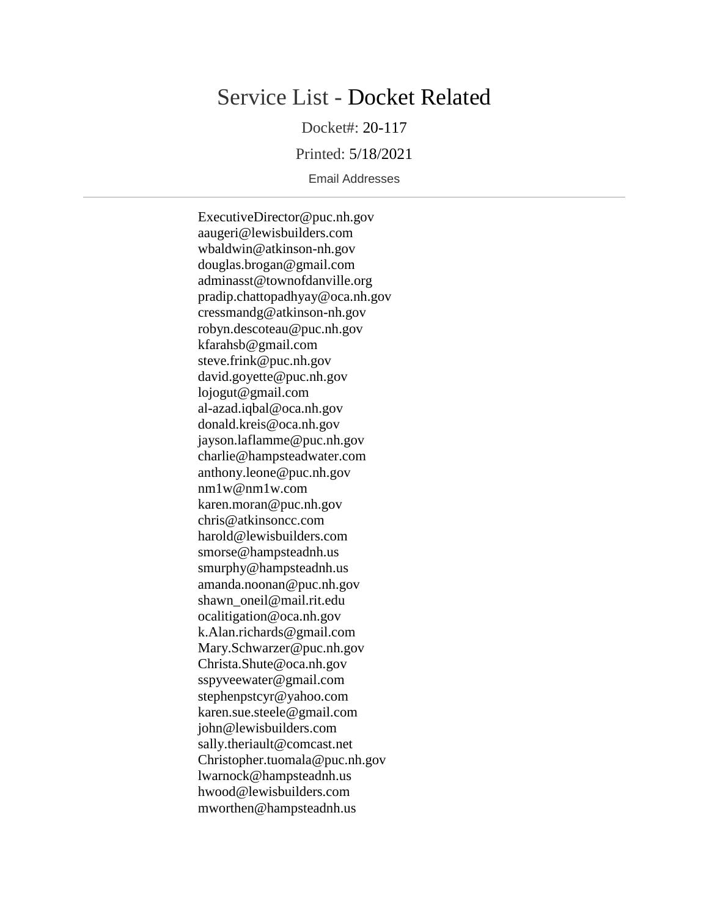# Service List - Docket Related

Docket#: 20-117

Printed: 5/18/2021

Email Addresses

---

ExecutiveDirector@puc.nh.gov
aaugeri@lewisbuilders.com
wbaldwin@atkinson-nh.gov
douglas.brogan@gmail.com
adminasst@townofdanville.org
pradip.chattopadhyay@oca.nh.gov
cressmandg@atkinson-nh.gov
robyn.descoteau@puc.nh.gov
kfarahsb@gmail.com
steve.frink@puc.nh.gov
david.goyette@puc.nh.gov
lojogut@gmail.com
al-azad.iqbal@oca.nh.gov
donald.kreis@oca.nh.gov
jayson.laflamme@puc.nh.gov
charlie@hampsteadwater.com
anthony.leone@puc.nh.gov
nm1w@nm1w.com
karen.moran@puc.nh.gov
chris@atkinsoncc.com
harold@lewisbuilders.com
smorse@hampsteadnh.us
smurphy@hampsteadnh.us
amanda.noonan@puc.nh.gov
shawn_oneil@mail.rit.edu
ocalitigation@oca.nh.gov
k.Alan.richards@gmail.com
Mary.Schwarzer@puc.nh.gov
Christa.Shute@oca.nh.gov
sspyveewater@gmail.com
stephenpstcyr@yahoo.com
karen.sue.steele@gmail.com
john@lewisbuilders.com
sally.theriault@comcast.net
Christopher.tuomala@puc.nh.gov
lwarnock@hampsteadnh.us
hwood@lewisbuilders.com
mworthen@hampsteadnh.us